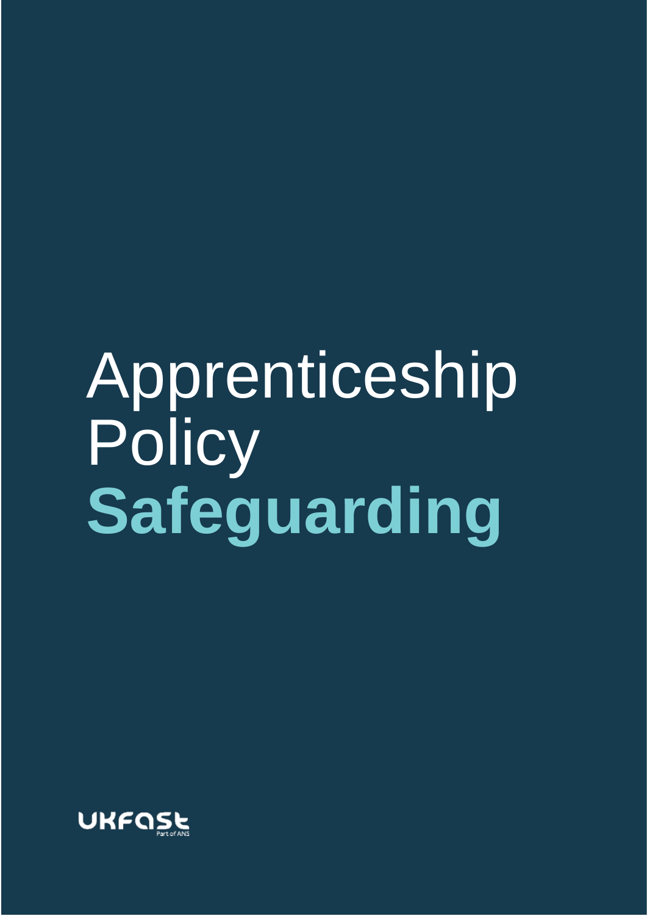# Apprenticeship Policy

# Safeguarding

UKFast
Part of ANS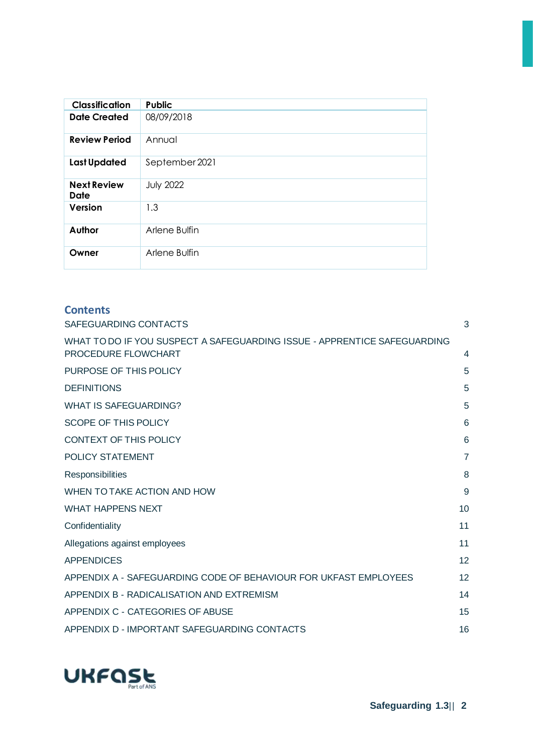| Classification | Public |
| --- | --- |
| Date Created | 08/09/2018 |
| Review Period | Annual |
| Last Updated | September 2021 |
| Next Review Date | July 2022 |
| Version | 1.3 |
| Author | Arlene Bulfin |
| Owner | Arlene Bulfin |

## Contents

| | |
| --- | --- |
| SAFEGUARDING CONTACTS | 3 |
| WHAT TO DO IF YOU SUSPECT A SAFEGUARDING ISSUE - APPRENTICE SAFEGUARDING PROCEDURE FLOWCHART | 4 |
| PURPOSE OF THIS POLICY | 5 |
| DEFINITIONS | 5 |
| WHAT IS SAFEGUARDING? | 5 |
| SCOPE OF THIS POLICY | 6 |
| CONTEXT OF THIS POLICY | 6 |
| POLICY STATEMENT | 7 |
| Responsibilities | 8 |
| WHEN TO TAKE ACTION AND HOW | 9 |
| WHAT HAPPENS NEXT | 10 |
| Confidentiality | 11 |
| Allegations against employees | 11 |
| APPENDICES | 12 |
| APPENDIX A - SAFEGUARDING CODE OF BEHAVIOUR FOR UKFAST EMPLOYEES | 12 |
| APPENDIX B - RADICALISATION AND EXTREMISM | 14 |
| APPENDIX C - CATEGORIES OF ABUSE | 15 |
| APPENDIX D - IMPORTANT SAFEGUARDING CONTACTS | 16 |

UKFast
Part of ANS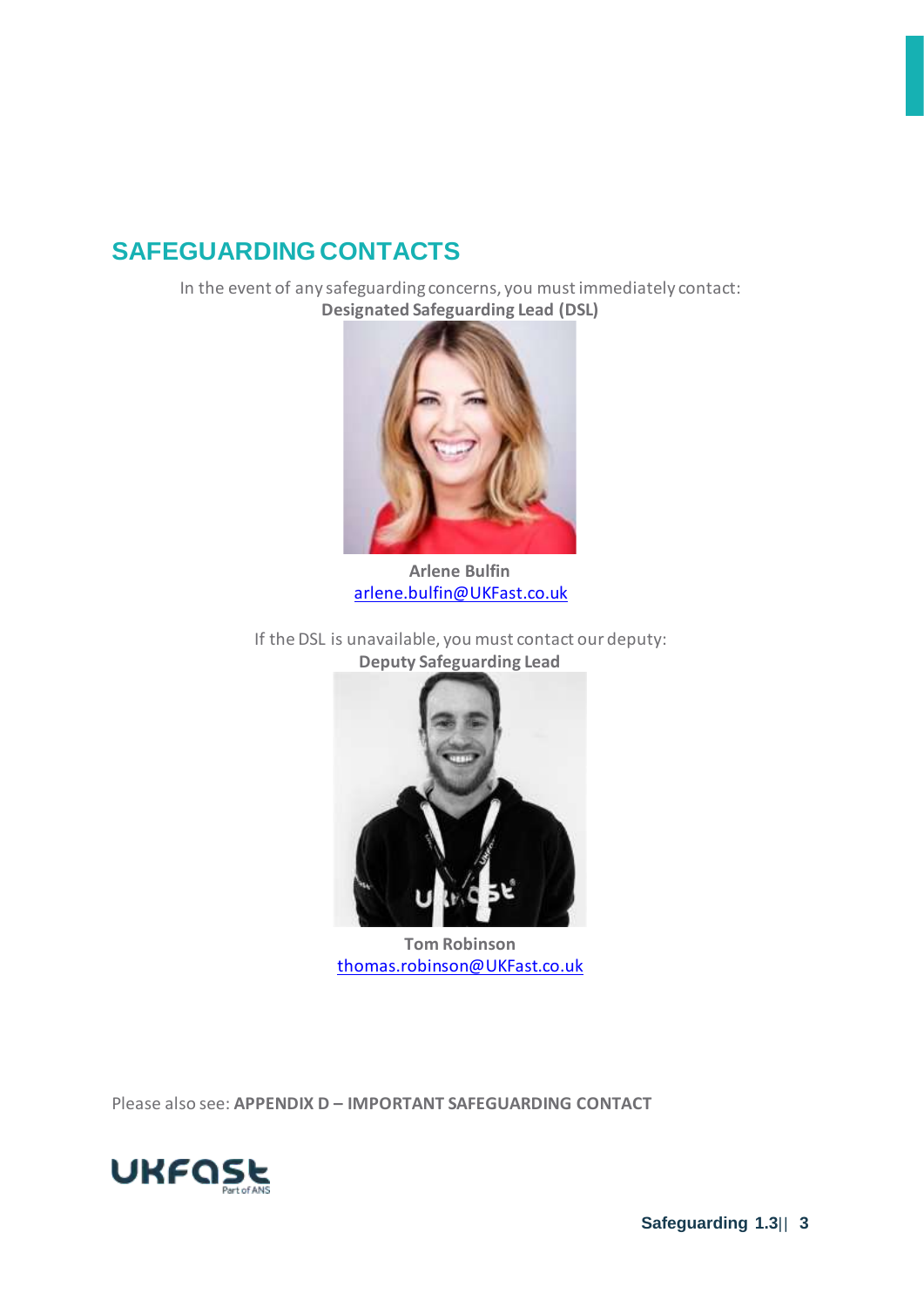## SAFEGUARDING CONTACTS

In the event of any safeguarding concerns, you must immediately contact:
**Designated Safeguarding Lead (DSL)**

**Arlene Bulfin**
arlene.bulfin@UKFast.co.uk

If the DSL is unavailable, you must contact our deputy:
**Deputy Safeguarding Lead**

**Tom Robinson**
thomas.robinson@UKFast.co.uk

Please also see: **APPENDIX D – IMPORTANT SAFEGUARDING CONTACT**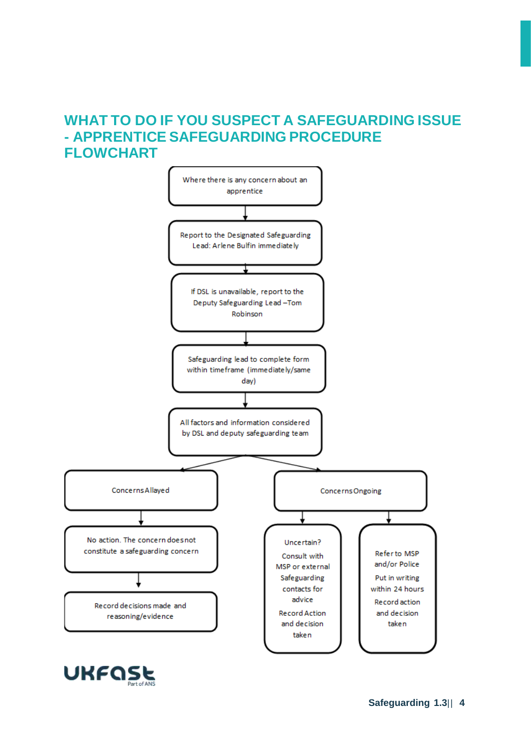# WHAT TO DO IF YOU SUSPECT A SAFEGUARDING ISSUE - APPRENTICE SAFEGUARDING PROCEDURE FLOWCHART

Where there is any concern about an apprentice

↓

Report to the Designated Safeguarding Lead: Arlene Bulfin immediately

↓

If DSL is unavailable, report to the Deputy Safeguarding Lead – Tom Robinson

↓

Safeguarding lead to complete form within timeframe (immediately/same day)

↓

All factors and information considered by DSL and deputy safeguarding team

↓

**Concerns Allayed**

↓

No action. The concern does not constitute a safeguarding concern

↓

Record decisions made and reasoning/evidence

**Concerns Ongoing**

↓

Uncertain?

Consult with MSP or external Safeguarding contacts for advice

Record Action and decision taken

↓

Refer to MSP and/or Police

Put in writing within 24 hours

Record action and decision taken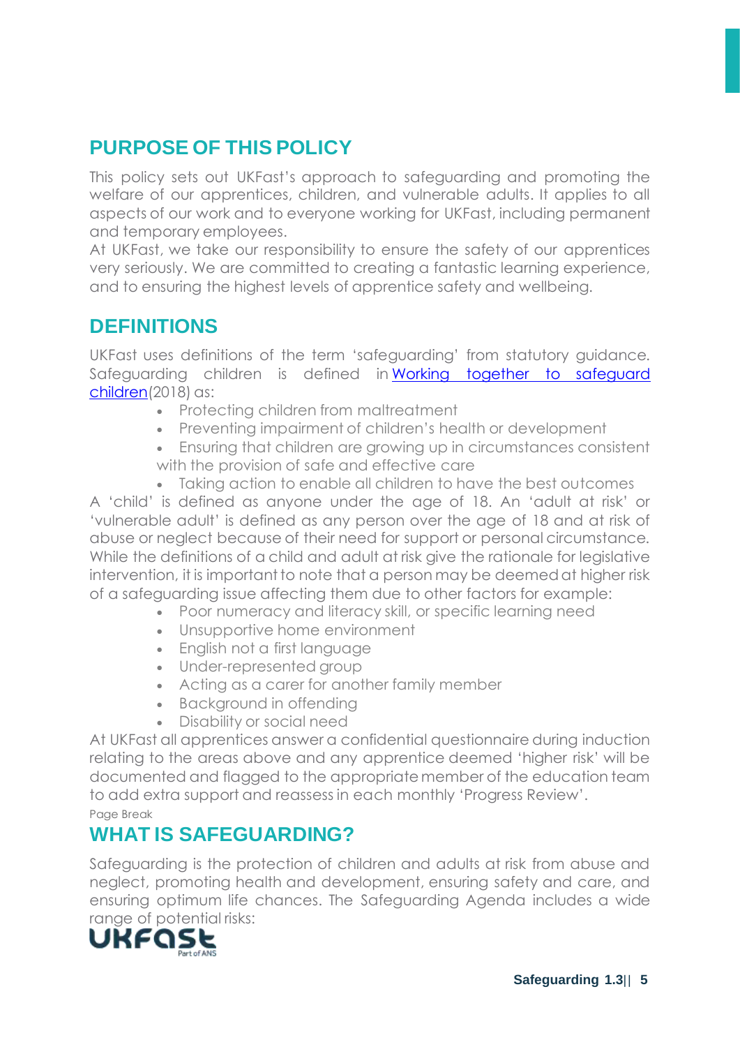## PURPOSE OF THIS POLICY

This policy sets out UKFast's approach to safeguarding and promoting the welfare of our apprentices, children, and vulnerable adults. It applies to all aspects of our work and to everyone working for UKFast, including permanent and temporary employees.

At UKFast, we take our responsibility to ensure the safety of our apprentices very seriously. We are committed to creating a fantastic learning experience, and to ensuring the highest levels of apprentice safety and wellbeing.

## DEFINITIONS

UKFast uses definitions of the term 'safeguarding' from statutory guidance. Safeguarding children is defined in [Working together to safeguard children](2018) as:

- Protecting children from maltreatment
- Preventing impairment of children's health or development
- Ensuring that children are growing up in circumstances consistent with the provision of safe and effective care
- Taking action to enable all children to have the best outcomes

A 'child' is defined as anyone under the age of 18. An 'adult at risk' or 'vulnerable adult' is defined as any person over the age of 18 and at risk of abuse or neglect because of their need for support or personal circumstance. While the definitions of a child and adult at risk give the rationale for legislative intervention, it is important to note that a person may be deemed at higher risk of a safeguarding issue affecting them due to other factors for example:

- Poor numeracy and literacy skill, or specific learning need
- Unsupportive home environment
- English not a first language
- Under-represented group
- Acting as a carer for another family member
- Background in offending
- Disability or social need

At UKFast all apprentices answer a confidential questionnaire during induction relating to the areas above and any apprentice deemed 'higher risk' will be documented and flagged to the appropriate member of the education team to add extra support and reassess in each monthly 'Progress Review'.

Page Break

## WHAT IS SAFEGUARDING?

Safeguarding is the protection of children and adults at risk from abuse and neglect, promoting health and development, ensuring safety and care, and ensuring optimum life chances. The Safeguarding Agenda includes a wide range of potential risks: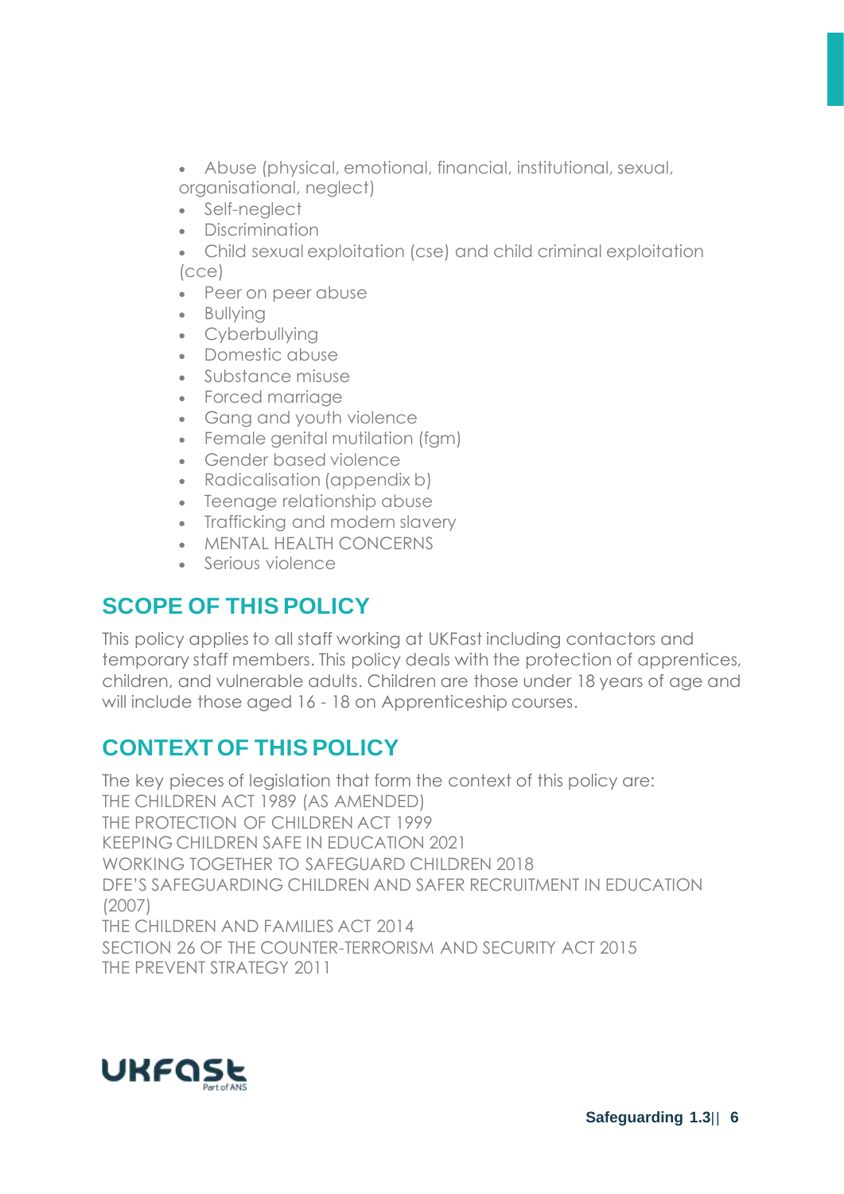- Abuse (physical, emotional, financial, institutional, sexual, organisational, neglect)
- Self-neglect
- Discrimination
- Child sexual exploitation (cse) and child criminal exploitation (cce)
- Peer on peer abuse
- Bullying
- Cyberbullying
- Domestic abuse
- Substance misuse
- Forced marriage
- Gang and youth violence
- Female genital mutilation (fgm)
- Gender based violence
- Radicalisation (appendix b)
- Teenage relationship abuse
- Trafficking and modern slavery
- MENTAL HEALTH CONCERNS
- Serious violence

## SCOPE OF THIS POLICY

This policy applies to all staff working at UKFast including contactors and temporary staff members. This policy deals with the protection of apprentices, children, and vulnerable adults. Children are those under 18 years of age and will include those aged 16 - 18 on Apprenticeship courses.

## CONTEXT OF THIS POLICY

The key pieces of legislation that form the context of this policy are:
THE CHILDREN ACT 1989 (AS AMENDED)
THE PROTECTION OF CHILDREN ACT 1999
KEEPING CHILDREN SAFE IN EDUCATION 2021
WORKING TOGETHER TO SAFEGUARD CHILDREN 2018
DFE'S SAFEGUARDING CHILDREN AND SAFER RECRUITMENT IN EDUCATION (2007)
THE CHILDREN AND FAMILIES ACT 2014
SECTION 26 OF THE COUNTER-TERRORISM AND SECURITY ACT 2015
THE PREVENT STRATEGY 2011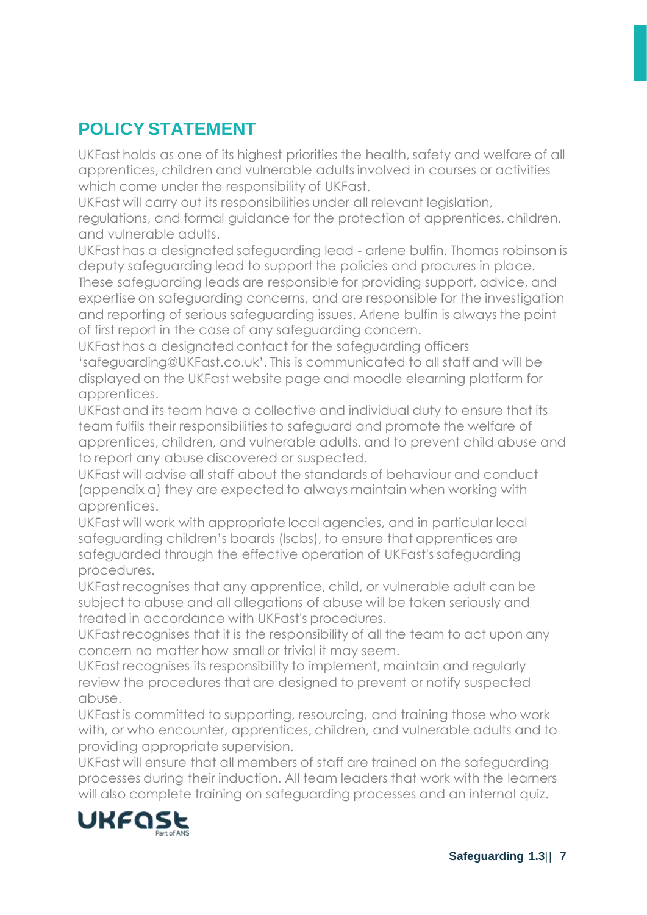## POLICY STATEMENT

UKFast holds as one of its highest priorities the health, safety and welfare of all apprentices, children and vulnerable adults involved in courses or activities which come under the responsibility of UKFast.

UKFast will carry out its responsibilities under all relevant legislation, regulations, and formal guidance for the protection of apprentices, children, and vulnerable adults.

UKFast has a designated safeguarding lead - arlene bulfin. Thomas robinson is deputy safeguarding lead to support the policies and procures in place. These safeguarding leads are responsible for providing support, advice, and expertise on safeguarding concerns, and are responsible for the investigation and reporting of serious safeguarding issues. Arlene bulfin is always the point of first report in the case of any safeguarding concern.

UKFast has a designated contact for the safeguarding officers 'safeguarding@UKFast.co.uk'. This is communicated to all staff and will be displayed on the UKFast website page and moodle elearning platform for apprentices.

UKFast and its team have a collective and individual duty to ensure that its team fulfils their responsibilities to safeguard and promote the welfare of apprentices, children, and vulnerable adults, and to prevent child abuse and to report any abuse discovered or suspected.

UKFast will advise all staff about the standards of behaviour and conduct (appendix a) they are expected to always maintain when working with apprentices.

UKFast will work with appropriate local agencies, and in particular local safeguarding children's boards (lscbs), to ensure that apprentices are safeguarded through the effective operation of UKFast's safeguarding procedures.

UKFast recognises that any apprentice, child, or vulnerable adult can be subject to abuse and all allegations of abuse will be taken seriously and treated in accordance with UKFast's procedures.

UKFast recognises that it is the responsibility of all the team to act upon any concern no matter how small or trivial it may seem.

UKFast recognises its responsibility to implement, maintain and regularly review the procedures that are designed to prevent or notify suspected abuse.

UKFast is committed to supporting, resourcing, and training those who work with, or who encounter, apprentices, children, and vulnerable adults and to providing appropriate supervision.

UKFast will ensure that all members of staff are trained on the safeguarding processes during their induction. All team leaders that work with the learners will also complete training on safeguarding processes and an internal quiz.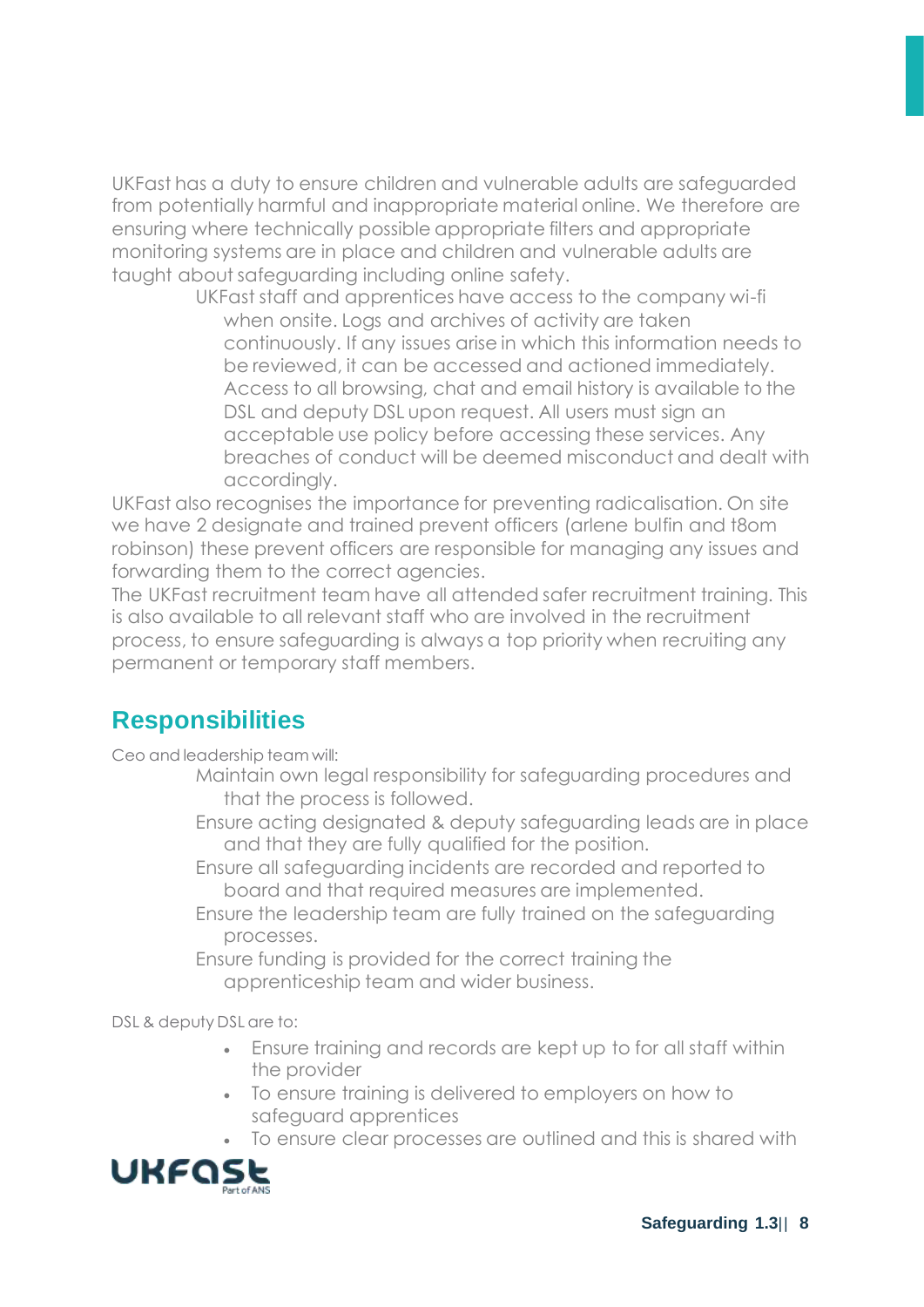UKFast has a duty to ensure children and vulnerable adults are safeguarded from potentially harmful and inappropriate material online. We therefore are ensuring where technically possible appropriate filters and appropriate monitoring systems are in place and children and vulnerable adults are taught about safeguarding including online safety.

- UKFast staff and apprentices have access to the company wi-fi when onsite. Logs and archives of activity are taken continuously. If any issues arise in which this information needs to be reviewed, it can be accessed and actioned immediately. Access to all browsing, chat and email history is available to the DSL and deputy DSL upon request. All users must sign an acceptable use policy before accessing these services. Any breaches of conduct will be deemed misconduct and dealt with accordingly.

UKFast also recognises the importance for preventing radicalisation. On site we have 2 designate and trained prevent officers (arlene bulfin and t8om robinson) these prevent officers are responsible for managing any issues and forwarding them to the correct agencies.

The UKFast recruitment team have all attended safer recruitment training. This is also available to all relevant staff who are involved in the recruitment process, to ensure safeguarding is always a top priority when recruiting any permanent or temporary staff members.

## Responsibilities

Ceo and leadership team will:

- Maintain own legal responsibility for safeguarding procedures and that the process is followed.
- Ensure acting designated & deputy safeguarding leads are in place and that they are fully qualified for the position.
- Ensure all safeguarding incidents are recorded and reported to board and that required measures are implemented.
- Ensure the leadership team are fully trained on the safeguarding processes.
- Ensure funding is provided for the correct training the apprenticeship team and wider business.

DSL & deputy DSL are to:

- Ensure training and records are kept up to for all staff within the provider
- To ensure training is delivered to employers on how to safeguard apprentices
- To ensure clear processes are outlined and this is shared with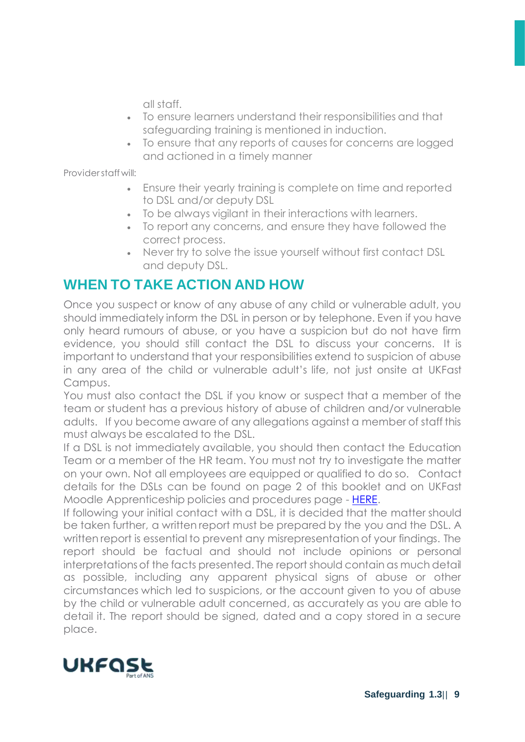all staff.

- To ensure learners understand their responsibilities and that safeguarding training is mentioned in induction.
- To ensure that any reports of causes for concerns are logged and actioned in a timely manner

Provider staff will:

- Ensure their yearly training is complete on time and reported to DSL and/or deputy DSL
- To be always vigilant in their interactions with learners.
- To report any concerns, and ensure they have followed the correct process.
- Never try to solve the issue yourself without first contact DSL and deputy DSL.

## WHEN TO TAKE ACTION AND HOW

Once you suspect or know of any abuse of any child or vulnerable adult, you should immediately inform the DSL in person or by telephone. Even if you have only heard rumours of abuse, or you have a suspicion but do not have firm evidence, you should still contact the DSL to discuss your concerns. It is important to understand that your responsibilities extend to suspicion of abuse in any area of the child or vulnerable adult's life, not just onsite at UKFast Campus.

You must also contact the DSL if you know or suspect that a member of the team or student has a previous history of abuse of children and/or vulnerable adults. If you become aware of any allegations against a member of staff this must always be escalated to the DSL.

If a DSL is not immediately available, you should then contact the Education Team or a member of the HR team. You must not try to investigate the matter on your own. Not all employees are equipped or qualified to do so. Contact details for the DSLs can be found on page 2 of this booklet and on UKFast Moodle Apprenticeship policies and procedures page - HERE.

If following your initial contact with a DSL, it is decided that the matter should be taken further, a written report must be prepared by the you and the DSL. A written report is essential to prevent any misrepresentation of your findings. The report should be factual and should not include opinions or personal interpretations of the facts presented. The report should contain as much detail as possible, including any apparent physical signs of abuse or other circumstances which led to suspicions, or the account given to you of abuse by the child or vulnerable adult concerned, as accurately as you are able to detail it. The report should be signed, dated and a copy stored in a secure place.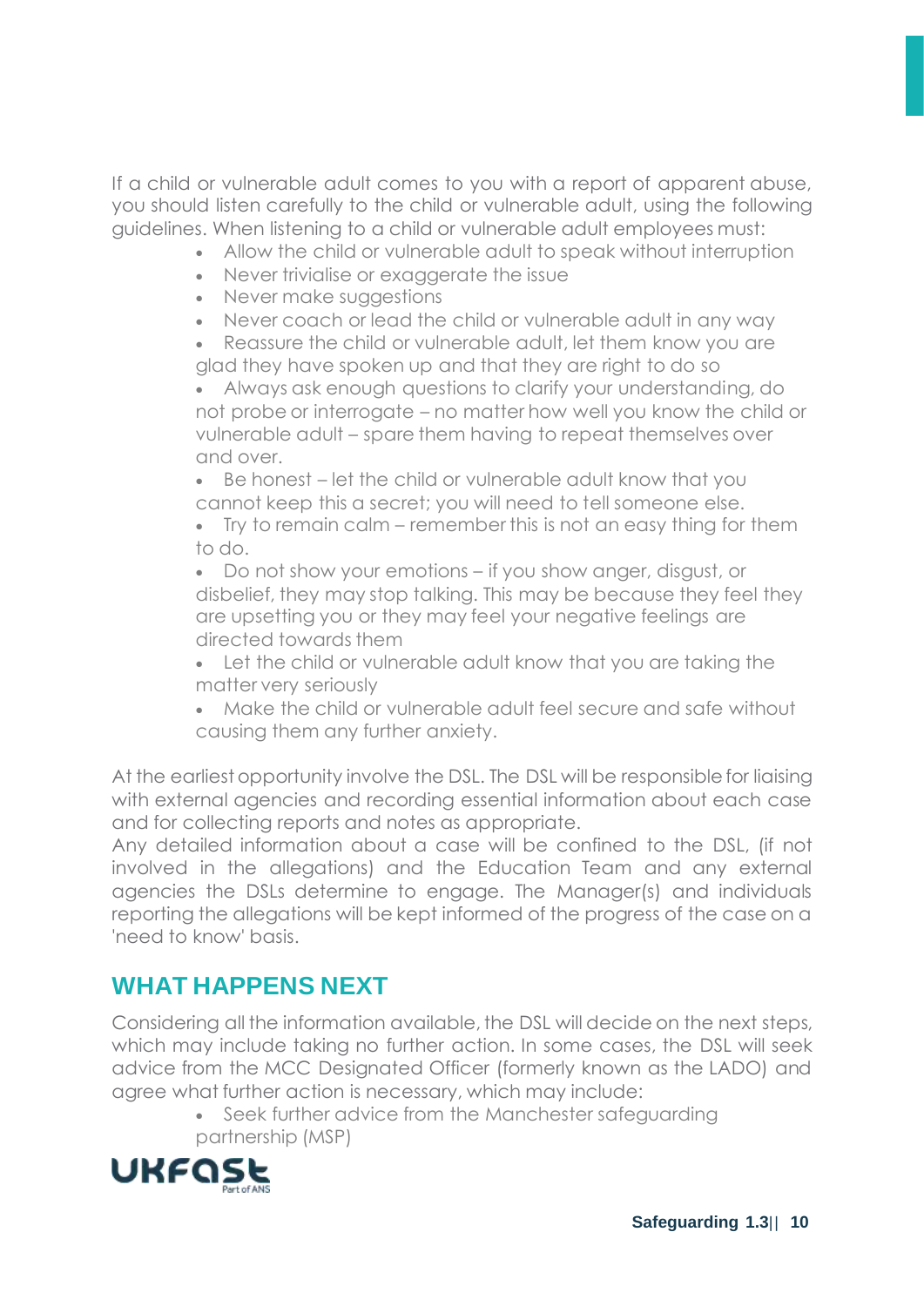If a child or vulnerable adult comes to you with a report of apparent abuse, you should listen carefully to the child or vulnerable adult, using the following guidelines. When listening to a child or vulnerable adult employees must:

- Allow the child or vulnerable adult to speak without interruption
- Never trivialise or exaggerate the issue
- Never make suggestions
- Never coach or lead the child or vulnerable adult in any way
- Reassure the child or vulnerable adult, let them know you are glad they have spoken up and that they are right to do so
- Always ask enough questions to clarify your understanding, do not probe or interrogate – no matter how well you know the child or vulnerable adult – spare them having to repeat themselves over and over.
- Be honest – let the child or vulnerable adult know that you cannot keep this a secret; you will need to tell someone else.
- Try to remain calm – remember this is not an easy thing for them to do.
- Do not show your emotions – if you show anger, disgust, or disbelief, they may stop talking. This may be because they feel they are upsetting you or they may feel your negative feelings are directed towards them
- Let the child or vulnerable adult know that you are taking the matter very seriously
- Make the child or vulnerable adult feel secure and safe without causing them any further anxiety.

At the earliest opportunity involve the DSL. The DSL will be responsible for liaising with external agencies and recording essential information about each case and for collecting reports and notes as appropriate.
Any detailed information about a case will be confined to the DSL, (if not involved in the allegations) and the Education Team and any external agencies the DSLs determine to engage. The Manager(s) and individuals reporting the allegations will be kept informed of the progress of the case on a 'need to know' basis.

## WHAT HAPPENS NEXT

Considering all the information available, the DSL will decide on the next steps, which may include taking no further action. In some cases, the DSL will seek advice from the MCC Designated Officer (formerly known as the LADO) and agree what further action is necessary, which may include:

- Seek further advice from the Manchester safeguarding partnership (MSP)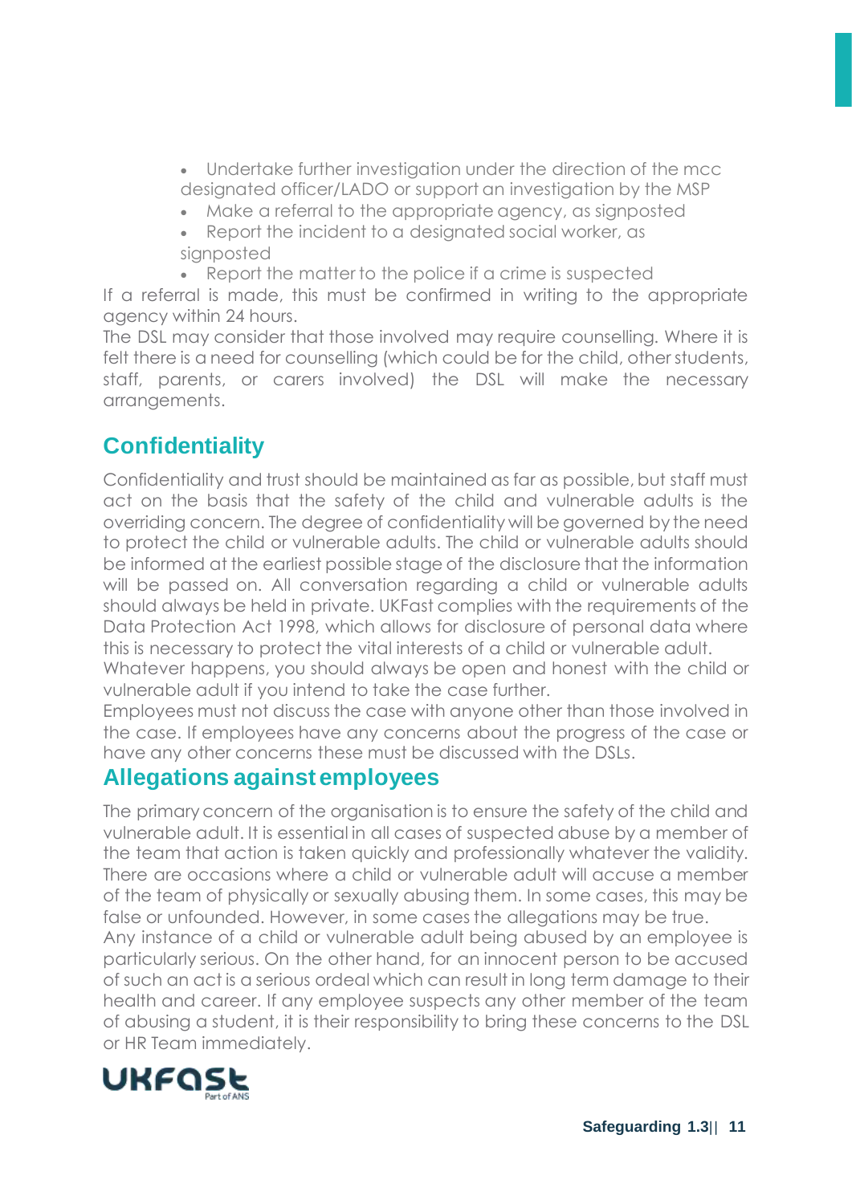- Undertake further investigation under the direction of the mcc designated officer/LADO or support an investigation by the MSP
- Make a referral to the appropriate agency, as signposted
- Report the incident to a designated social worker, as signposted
- Report the matter to the police if a crime is suspected

If a referral is made, this must be confirmed in writing to the appropriate agency within 24 hours.

The DSL may consider that those involved may require counselling. Where it is felt there is a need for counselling (which could be for the child, other students, staff, parents, or carers involved) the DSL will make the necessary arrangements.

## Confidentiality

Confidentiality and trust should be maintained as far as possible, but staff must act on the basis that the safety of the child and vulnerable adults is the overriding concern. The degree of confidentiality will be governed by the need to protect the child or vulnerable adults. The child or vulnerable adults should be informed at the earliest possible stage of the disclosure that the information will be passed on. All conversation regarding a child or vulnerable adults should always be held in private. UKFast complies with the requirements of the Data Protection Act 1998, which allows for disclosure of personal data where this is necessary to protect the vital interests of a child or vulnerable adult.

Whatever happens, you should always be open and honest with the child or vulnerable adult if you intend to take the case further.

Employees must not discuss the case with anyone other than those involved in the case. If employees have any concerns about the progress of the case or have any other concerns these must be discussed with the DSLs.

## Allegations against employees

The primary concern of the organisation is to ensure the safety of the child and vulnerable adult. It is essential in all cases of suspected abuse by a member of the team that action is taken quickly and professionally whatever the validity. There are occasions where a child or vulnerable adult will accuse a member of the team of physically or sexually abusing them. In some cases, this may be false or unfounded. However, in some cases the allegations may be true.

Any instance of a child or vulnerable adult being abused by an employee is particularly serious. On the other hand, for an innocent person to be accused of such an act is a serious ordeal which can result in long term damage to their health and career. If any employee suspects any other member of the team of abusing a student, it is their responsibility to bring these concerns to the DSL or HR Team immediately.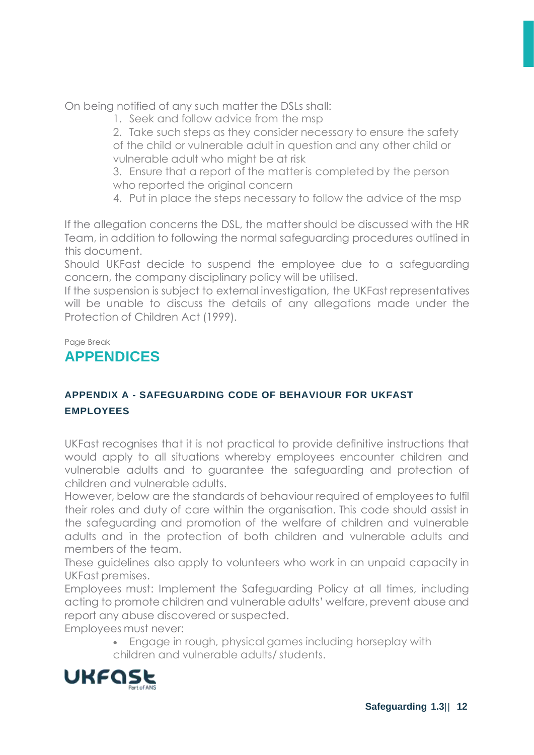On being notified of any such matter the DSLs shall:

1. Seek and follow advice from the msp
2. Take such steps as they consider necessary to ensure the safety of the child or vulnerable adult in question and any other child or vulnerable adult who might be at risk
3. Ensure that a report of the matter is completed by the person who reported the original concern
4. Put in place the steps necessary to follow the advice of the msp

If the allegation concerns the DSL, the matter should be discussed with the HR Team, in addition to following the normal safeguarding procedures outlined in this document.

Should UKFast decide to suspend the employee due to a safeguarding concern, the company disciplinary policy will be utilised.

If the suspension is subject to external investigation, the UKFast representatives will be unable to discuss the details of any allegations made under the Protection of Children Act (1999).

Page Break

# APPENDICES

### APPENDIX A - SAFEGUARDING CODE OF BEHAVIOUR FOR UKFAST EMPLOYEES

UKFast recognises that it is not practical to provide definitive instructions that would apply to all situations whereby employees encounter children and vulnerable adults and to guarantee the safeguarding and protection of children and vulnerable adults.

However, below are the standards of behaviour required of employees to fulfil their roles and duty of care within the organisation. This code should assist in the safeguarding and promotion of the welfare of children and vulnerable adults and in the protection of both children and vulnerable adults and members of the team.

These guidelines also apply to volunteers who work in an unpaid capacity in UKFast premises.

Employees must: Implement the Safeguarding Policy at all times, including acting to promote children and vulnerable adults' welfare, prevent abuse and report any abuse discovered or suspected.

Employees must never:

- Engage in rough, physical games including horseplay with children and vulnerable adults/ students.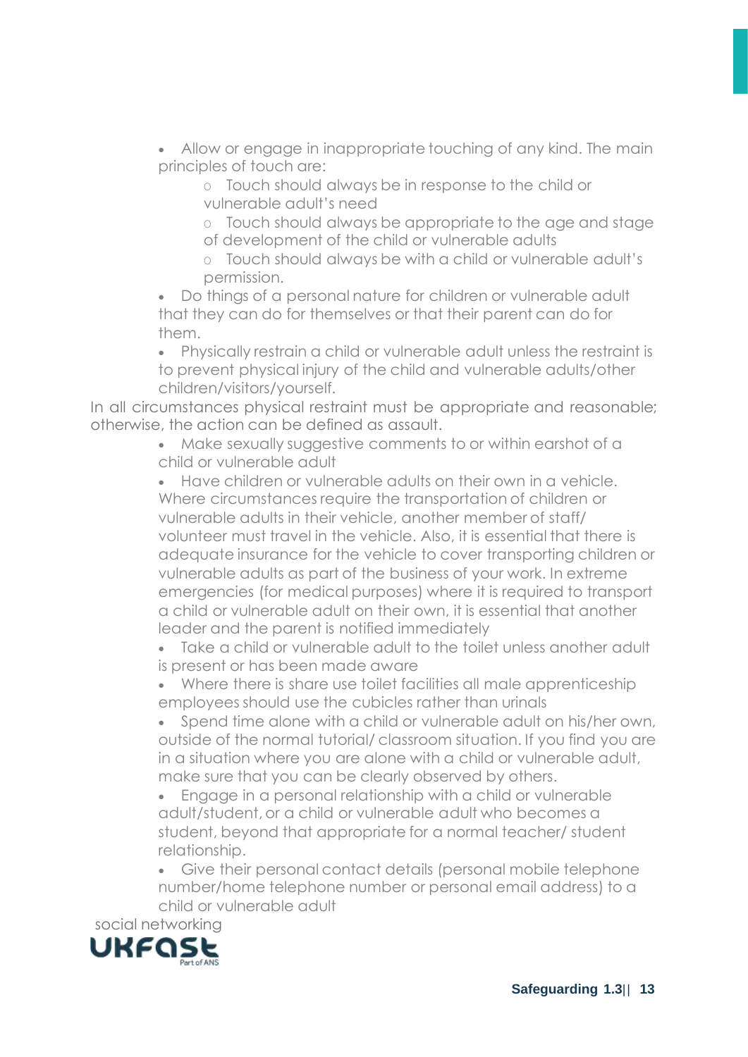- Allow or engage in inappropriate touching of any kind. The main principles of touch are:
  - Touch should always be in response to the child or vulnerable adult's need
  - Touch should always be appropriate to the age and stage of development of the child or vulnerable adults
  - Touch should always be with a child or vulnerable adult's permission.
- Do things of a personal nature for children or vulnerable adult that they can do for themselves or that their parent can do for them.
- Physically restrain a child or vulnerable adult unless the restraint is to prevent physical injury of the child and vulnerable adults/other children/visitors/yourself.

In all circumstances physical restraint must be appropriate and reasonable; otherwise, the action can be defined as assault.

- Make sexually suggestive comments to or within earshot of a child or vulnerable adult
- Have children or vulnerable adults on their own in a vehicle. Where circumstances require the transportation of children or vulnerable adults in their vehicle, another member of staff/ volunteer must travel in the vehicle. Also, it is essential that there is adequate insurance for the vehicle to cover transporting children or vulnerable adults as part of the business of your work. In extreme emergencies (for medical purposes) where it is required to transport a child or vulnerable adult on their own, it is essential that another leader and the parent is notified immediately
- Take a child or vulnerable adult to the toilet unless another adult is present or has been made aware
- Where there is share use toilet facilities all male apprenticeship employees should use the cubicles rather than urinals
- Spend time alone with a child or vulnerable adult on his/her own, outside of the normal tutorial/ classroom situation. If you find you are in a situation where you are alone with a child or vulnerable adult, make sure that you can be clearly observed by others.
- Engage in a personal relationship with a child or vulnerable adult/student, or a child or vulnerable adult who becomes a student, beyond that appropriate for a normal teacher/ student relationship.
- Give their personal contact details (personal mobile telephone number/home telephone number or personal email address) to a child or vulnerable adult

social networking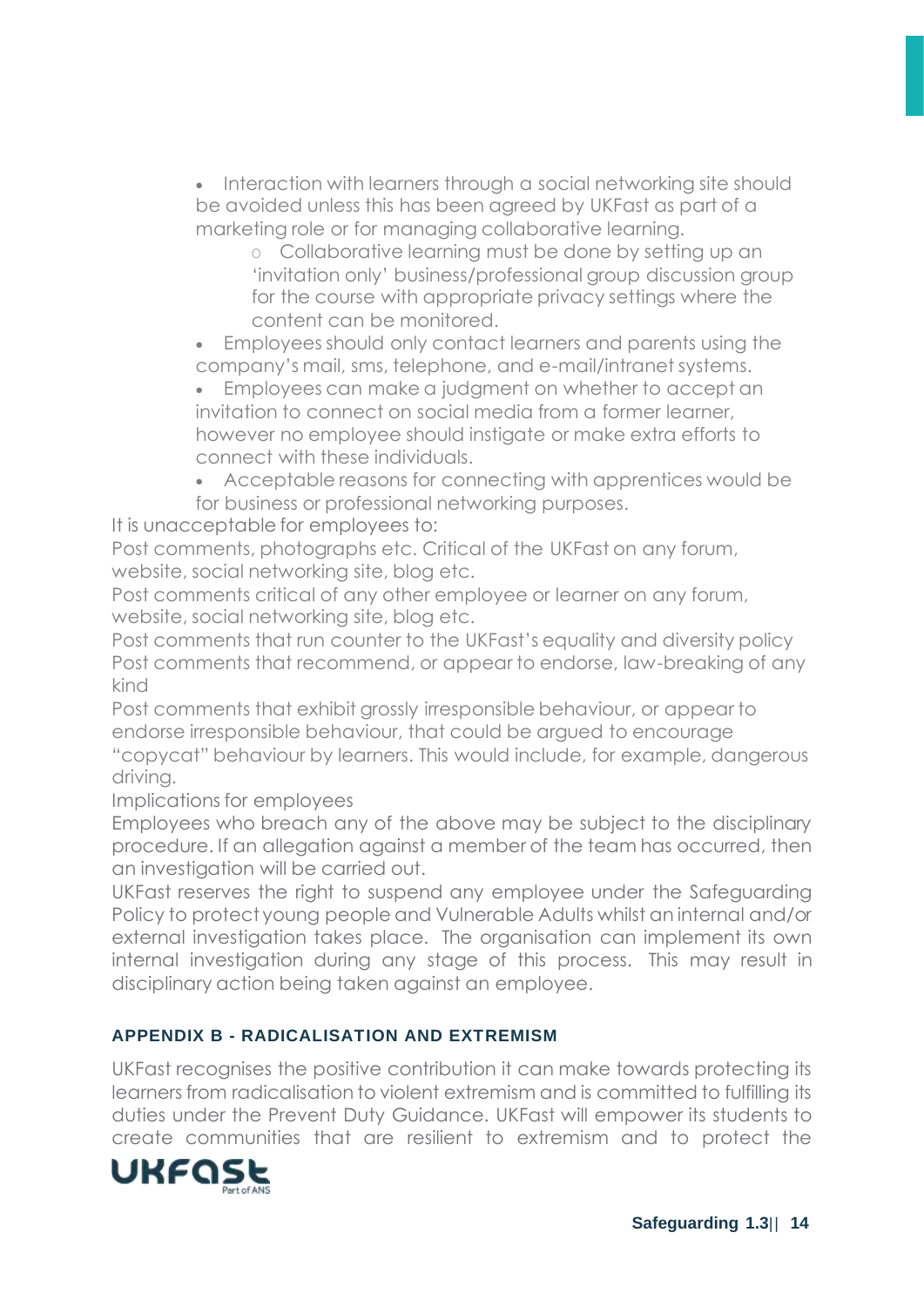- Interaction with learners through a social networking site should be avoided unless this has been agreed by UKFast as part of a marketing role or for managing collaborative learning.
    - Collaborative learning must be done by setting up an 'invitation only' business/professional group discussion group for the course with appropriate privacy settings where the content can be monitored.
- Employees should only contact learners and parents using the company's mail, sms, telephone, and e-mail/intranet systems.
- Employees can make a judgment on whether to accept an invitation to connect on social media from a former learner, however no employee should instigate or make extra efforts to connect with these individuals.
- Acceptable reasons for connecting with apprentices would be for business or professional networking purposes.

It is unacceptable for employees to:

Post comments, photographs etc. Critical of the UKFast on any forum, website, social networking site, blog etc.

Post comments critical of any other employee or learner on any forum, website, social networking site, blog etc.

Post comments that run counter to the UKFast's equality and diversity policy

Post comments that recommend, or appear to endorse, law-breaking of any kind

Post comments that exhibit grossly irresponsible behaviour, or appear to endorse irresponsible behaviour, that could be argued to encourage "copycat" behaviour by learners. This would include, for example, dangerous driving.

Implications for employees

Employees who breach any of the above may be subject to the disciplinary procedure. If an allegation against a member of the team has occurred, then an investigation will be carried out.

UKFast reserves the right to suspend any employee under the Safeguarding Policy to protect young people and Vulnerable Adults whilst an internal and/or external investigation takes place. The organisation can implement its own internal investigation during any stage of this process. This may result in disciplinary action being taken against an employee.

## APPENDIX B - RADICALISATION AND EXTREMISM

UKFast recognises the positive contribution it can make towards protecting its learners from radicalisation to violent extremism and is committed to fulfilling its duties under the Prevent Duty Guidance. UKFast will empower its students to create communities that are resilient to extremism and to protect the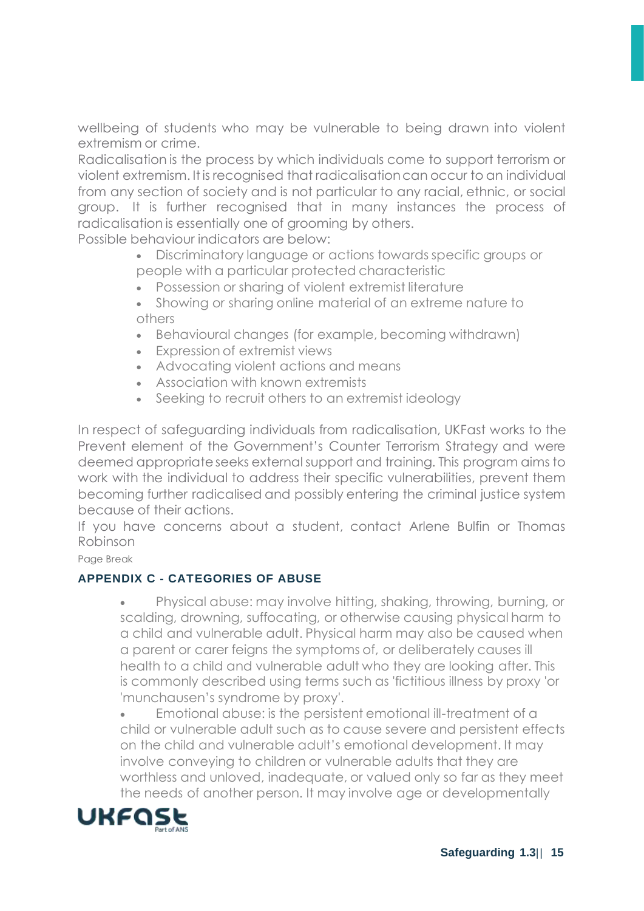wellbeing of students who may be vulnerable to being drawn into violent extremism or crime.

Radicalisation is the process by which individuals come to support terrorism or violent extremism. It is recognised that radicalisation can occur to an individual from any section of society and is not particular to any racial, ethnic, or social group. It is further recognised that in many instances the process of radicalisation is essentially one of grooming by others.

Possible behaviour indicators are below:

- Discriminatory language or actions towards specific groups or people with a particular protected characteristic
- Possession or sharing of violent extremist literature
- Showing or sharing online material of an extreme nature to others
- Behavioural changes (for example, becoming withdrawn)
- Expression of extremist views
- Advocating violent actions and means
- Association with known extremists
- Seeking to recruit others to an extremist ideology

In respect of safeguarding individuals from radicalisation, UKFast works to the Prevent element of the Government's Counter Terrorism Strategy and were deemed appropriate seeks external support and training. This program aims to work with the individual to address their specific vulnerabilities, prevent them becoming further radicalised and possibly entering the criminal justice system because of their actions.

If you have concerns about a student, contact Arlene Bulfin or Thomas Robinson

Page Break

### APPENDIX C - CATEGORIES OF ABUSE

- Physical abuse: may involve hitting, shaking, throwing, burning, or scalding, drowning, suffocating, or otherwise causing physical harm to a child and vulnerable adult. Physical harm may also be caused when a parent or carer feigns the symptoms of, or deliberately causes ill health to a child and vulnerable adult who they are looking after. This is commonly described using terms such as 'fictitious illness by proxy 'or 'munchausen's syndrome by proxy'.
- Emotional abuse: is the persistent emotional ill-treatment of a child or vulnerable adult such as to cause severe and persistent effects on the child and vulnerable adult's emotional development. It may involve conveying to children or vulnerable adults that they are worthless and unloved, inadequate, or valued only so far as they meet the needs of another person. It may involve age or developmentally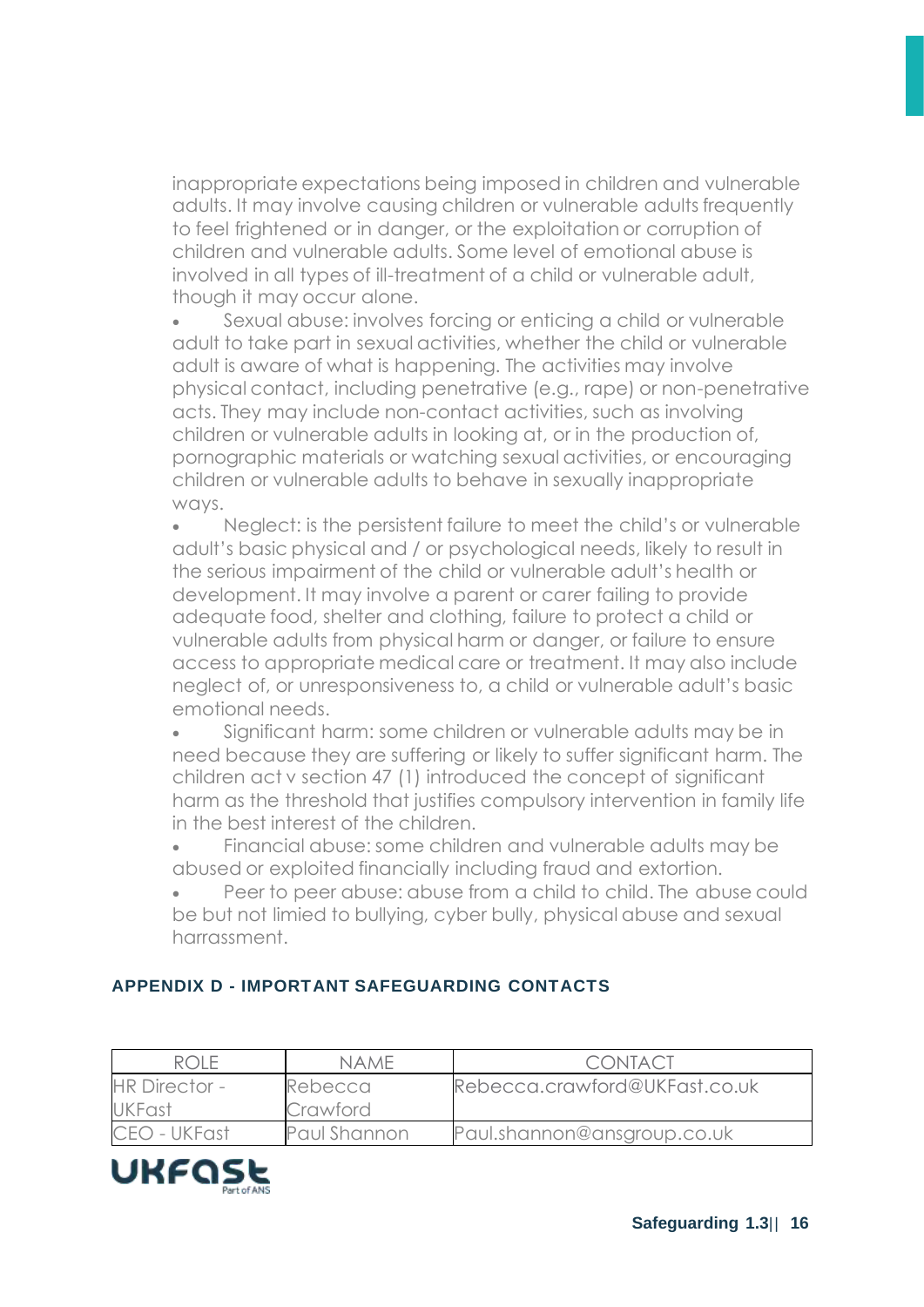inappropriate expectations being imposed in children and vulnerable adults. It may involve causing children or vulnerable adults frequently to feel frightened or in danger, or the exploitation or corruption of children and vulnerable adults. Some level of emotional abuse is involved in all types of ill-treatment of a child or vulnerable adult, though it may occur alone.

- Sexual abuse: involves forcing or enticing a child or vulnerable adult to take part in sexual activities, whether the child or vulnerable adult is aware of what is happening. The activities may involve physical contact, including penetrative (e.g., rape) or non-penetrative acts. They may include non-contact activities, such as involving children or vulnerable adults in looking at, or in the production of, pornographic materials or watching sexual activities, or encouraging children or vulnerable adults to behave in sexually inappropriate ways.
- Neglect: is the persistent failure to meet the child's or vulnerable adult's basic physical and / or psychological needs, likely to result in the serious impairment of the child or vulnerable adult's health or development. It may involve a parent or carer failing to provide adequate food, shelter and clothing, failure to protect a child or vulnerable adults from physical harm or danger, or failure to ensure access to appropriate medical care or treatment. It may also include neglect of, or unresponsiveness to, a child or vulnerable adult's basic emotional needs.
- Significant harm: some children or vulnerable adults may be in need because they are suffering or likely to suffer significant harm. The children act v section 47 (1) introduced the concept of significant harm as the threshold that justifies compulsory intervention in family life in the best interest of the children.
- Financial abuse: some children and vulnerable adults may be abused or exploited financially including fraud and extortion.
- Peer to peer abuse: abuse from a child to child. The abuse could be but not limied to bullying, cyber bully, physical abuse and sexual harrassment.

## APPENDIX D - IMPORTANT SAFEGUARDING CONTACTS

| ROLE | NAME | CONTACT |
| --- | --- | --- |
| HR Director - UKFast | Rebecca Crawford | Rebecca.crawford@UKFast.co.uk |
| CEO - UKFast | Paul Shannon | Paul.shannon@ansgroup.co.uk |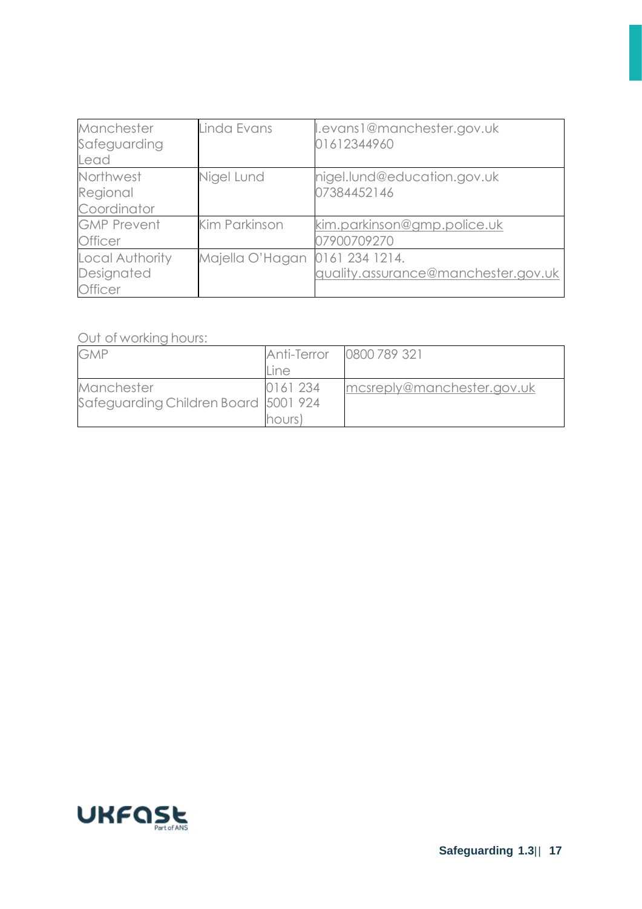| | | |
|---|---|---|
| Manchester Safeguarding Lead | Linda Evans | l.evans1@manchester.gov.uk 01612344960 |
| Northwest Regional Coordinator | Nigel Lund | nigel.lund@education.gov.uk 07384452146 |
| GMP Prevent Officer | Kim Parkinson | kim.parkinson@gmp.police.uk 07900709270 |
| Local Authority Designated Officer | Majella O'Hagan | 0161 234 1214. quality.assurance@manchester.gov.uk |

Out of working hours:

| | | |
|---|---|---|
| GMP | Anti-Terror Line | 0800 789 321 |
| Manchester Safeguarding Children Board | 0161 234 5001 924 hours) | mcsreply@manchester.gov.uk |